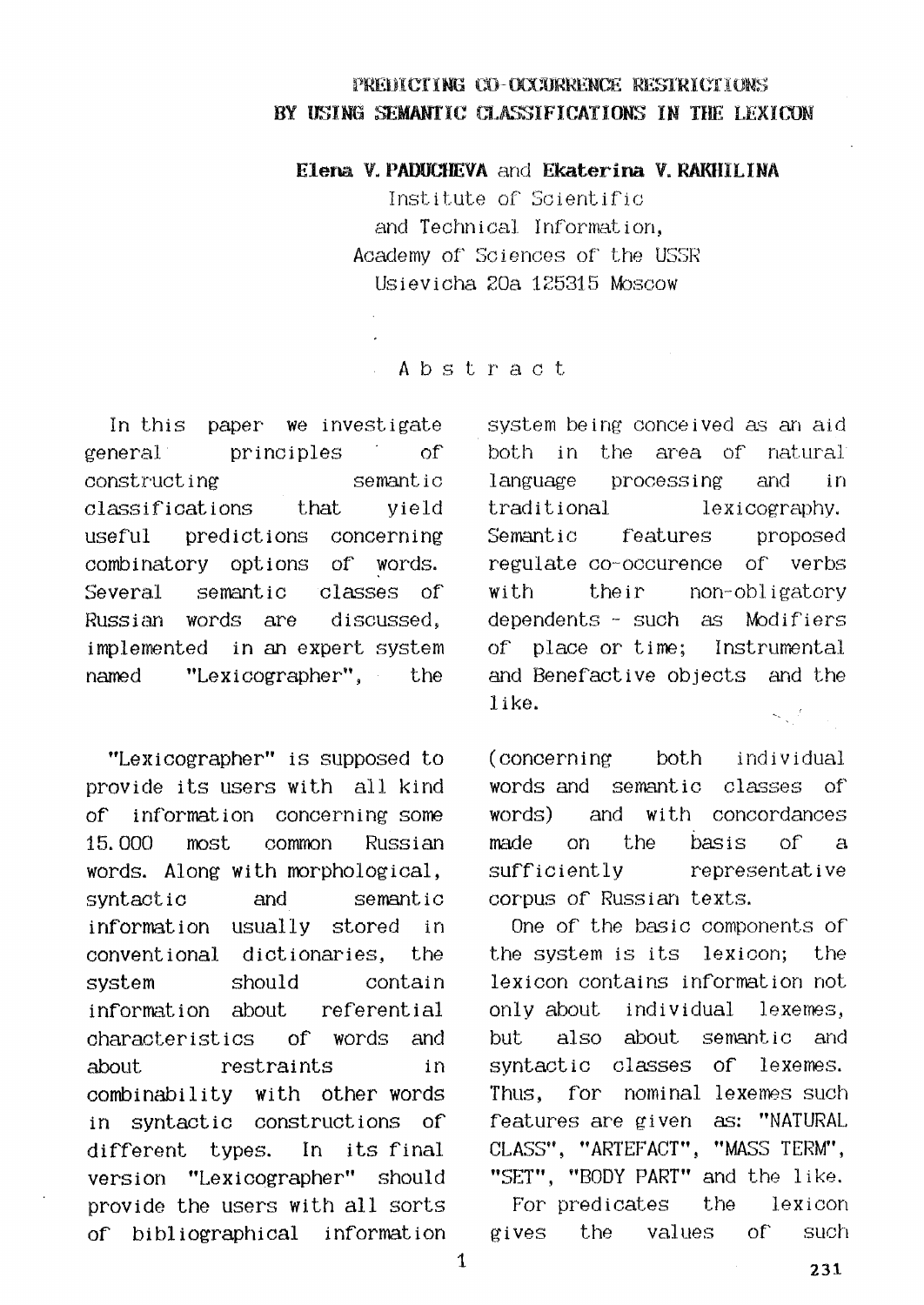# PREDICTING CO-OCCURRENCE RESTRICTIONS BY USING SEMANTIC CLASSIFICATIONS IN THE LEXICON

**Elena V. PADUCHEVA** and **Ekaterina V. RAKHILINA**

Institute of Scientific and Technical Information,
Academy of Sciences of the USSR
Usievicha 20a 125315 Moscow

## Abstract

In this paper we investigate general principles of constructing semantic classifications that yield useful predictions concerning combinatory options of words. Several semantic classes of Russian words are discussed, implemented in an expert system named "Lexicographer", the system being conceived as an aid both in the area of natural language processing and in traditional lexicography. Semantic features proposed regulate co-occurence of verbs with their non-obligatory dependents - such as Modifiers of place or time; Instrumental and Benefactive objects and the like.

"Lexicographer" is supposed to provide its users with all kind of information concerning some 15.000 most common Russian words. Along with morphological, syntactic and semantic information usually stored in conventional dictionaries, the system should contain information about referential characteristics of words and about restraints in combinability with other words in syntactic constructions of different types. In its final version "Lexicographer" should provide the users with all sorts of bibliographical information (concerning both individual words and semantic classes of words) and with concordances made on the basis of a sufficiently representative corpus of Russian texts.

One of the basic components of the system is its lexicon; the lexicon contains information not only about individual lexemes, but also about semantic and syntactic classes of lexemes. Thus, for nominal lexemes such features are given as: "NATURAL CLASS", "ARTEFACT", "MASS TERM", "SET", "BODY PART" and the like. For predicates the lexicon gives the values of such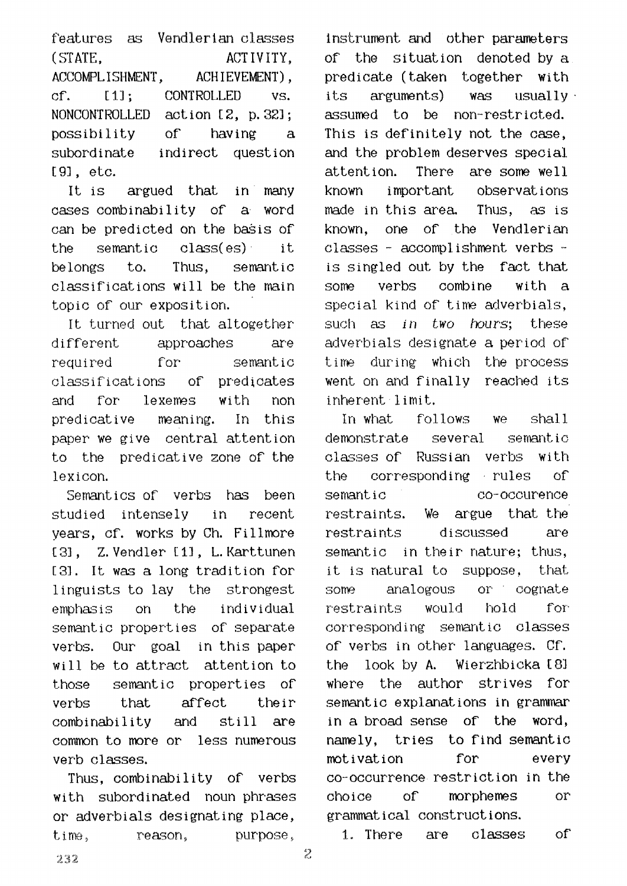features as Vendlerian classes (STATE, ACTIVITY, ACCOMPLISHMENT, ACHIEVEMENT), cf. [1]; CONTROLLED vs. NONCONTROLLED action [2, p.32]; possibility of having a subordinate indirect question [9], etc.

It is argued that in many cases combinability of a word can be predicted on the basis of the semantic class(es) it belongs to. Thus, semantic classifications will be the main topic of our exposition.

It turned out that altogether different approaches are required for semantic classifications of predicates and for lexemes with non predicative meaning. In this paper we give central attention to the predicative zone of the lexicon.

Semantics of verbs has been studied intensely in recent years, cf. works by Ch. Fillmore [3], Z. Vendler [1], L. Karttunen [3]. It was a long tradition for linguists to lay the strongest emphasis on the individual semantic properties of separate verbs. Our goal in this paper will be to attract attention to those semantic properties of verbs that affect their combinability and still are common to more or less numerous verb classes.

Thus, combinability of verbs with subordinated noun phrases or adverbials designating place, time, reason, purpose, instrument and other parameters of the situation denoted by a predicate (taken together with its arguments) was usually assumed to be non-restricted. This is definitely not the case, and the problem deserves special attention. There are some well known important observations made in this area. Thus, as is known, one of the Vendlerian classes - accomplishment verbs - is singled out by the fact that some verbs combine with a special kind of time adverbials, such as *in two hours*; these adverbials designate a period of time during which the process went on and finally reached its inherent limit.

In what follows we shall demonstrate several semantic classes of Russian verbs with the corresponding rules of semantic co-occurence restraints. We argue that the restraints discussed are semantic in their nature; thus, it is natural to suppose, that some analogous or cognate restraints would hold for corresponding semantic classes of verbs in other languages. Cf. the look by A. Wierzhbicka [8] where the author strives for semantic explanations in grammar in a broad sense of the word, namely, tries to find semantic motivation for every co-occurrence restriction in the choice of morphemes or grammatical constructions.

1. There are classes of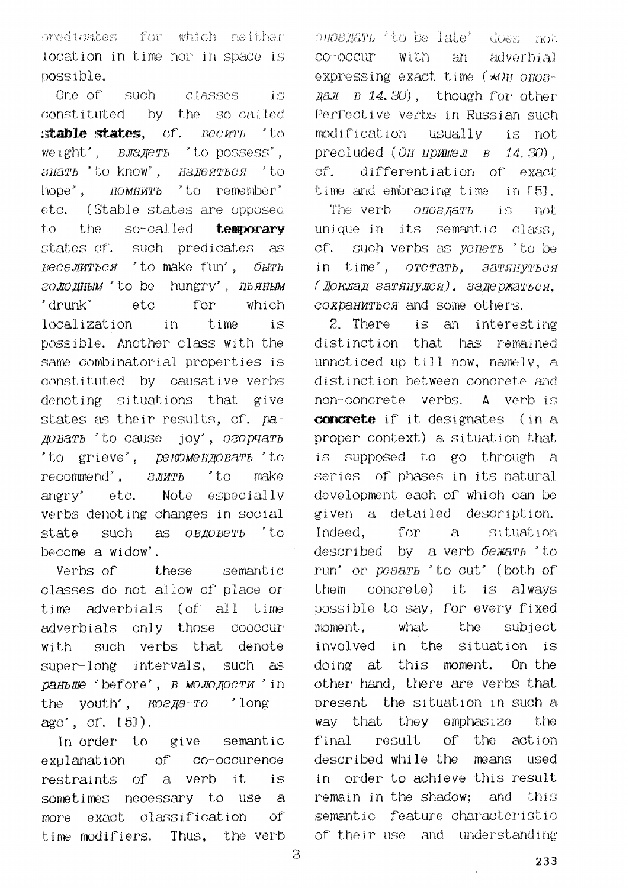predicates for which neither location in time nor in space is possible.

One of such classes is constituted by the so-called **stable states**, cf. *весить* 'to weight', *владеть* 'to possess', *знать* 'to know', *надеяться* 'to hope', *помнить* 'to remember' etc. (Stable states are opposed to the so-called **temporary** states cf. such predicates as *веселиться* 'to make fun', *быть голодным* 'to be hungry', *пьяным* 'drunk' etc for which localization in time is possible. Another class with the same combinatorial properties is constituted by causative verbs denoting situations that give states as their results, cf. *радовать* 'to cause joy', *огорчать* 'to grieve', *рекомендовать* 'to recommend', *злить* 'to make angry' etc. Note especially verbs denoting changes in social state such as *овдоветь* 'to become a widow'.

Verbs of these semantic classes do not allow of place or time adverbials (of all time adverbials only those cooccur with such verbs that denote super-long intervals, such as *раньше* 'before', *в молодости* 'in the youth', *когда-то* 'long ago', cf. [5]).

In order to give semantic explanation of co-occurence restraints of a verb it is sometimes necessary to use a more exact classification of time modifiers. Thus, the verb *опоздать* 'to be late' does not co-occur with an adverbial expressing exact time (*\*Он опоздал в 14.30*), though for other Perfective verbs in Russian such modification usually is not precluded (*Он пришел в 14.30*), cf. differentiation of exact time and embracing time in [5].

The verb *опоздать* is not unique in its semantic class, cf. such verbs as *успеть* 'to be in time', *отстать*, *затянуться* (*Доклад затянулся*), *задержаться*, *сохраниться* and some others.

2. There is an interesting distinction that has remained unnoticed up till now, namely, a distinction between concrete and non-concrete verbs. A verb is **concrete** if it designates (in a proper context) a situation that is supposed to go through a series of phases in its natural development each of which can be given a detailed description. Indeed, for a situation described by a verb *бежать* 'to run' or *резать* 'to cut' (both of them concrete) it is always possible to say, for every fixed moment, what the subject involved in the situation is doing at this moment. On the other hand, there are verbs that present the situation in such a way that they emphasize the final result of the action described while the means used in order to achieve this result remain in the shadow; and this semantic feature characteristic of their use and understanding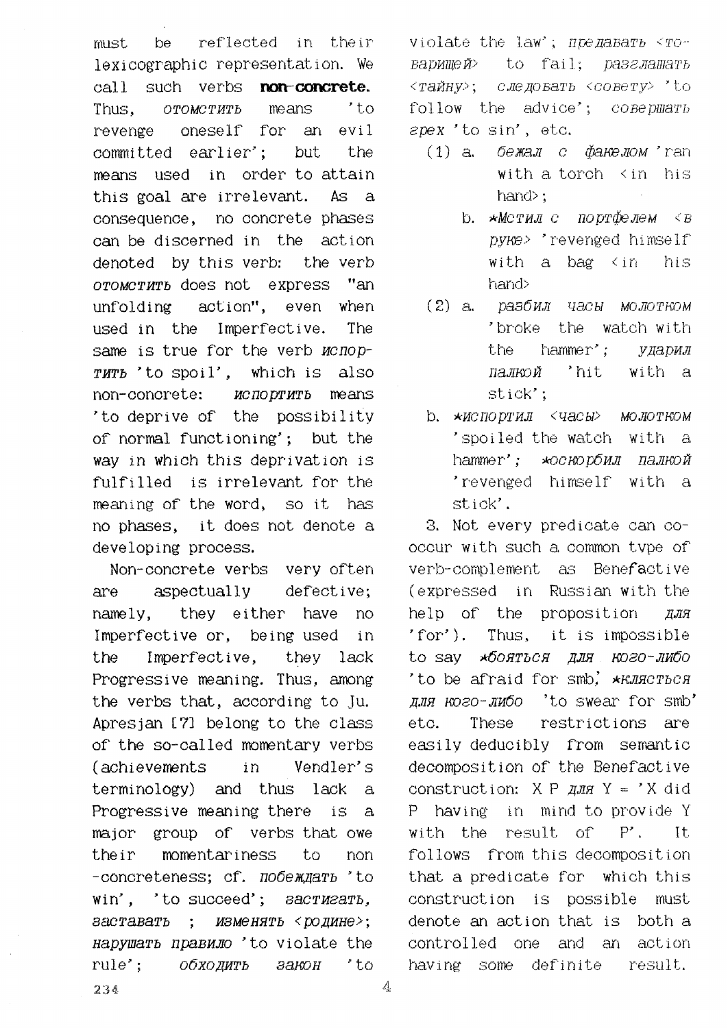must be reflected in their lexicographic representation. We call such verbs **non-concrete.** Thus, *отомстить* means 'to revenge oneself for an evil committed earlier'; but the means used in order to attain this goal are irrelevant. As a consequence, no concrete phases can be discerned in the action denoted by this verb: the verb *отомстить* does not express "an unfolding action", even when used in the Imperfective. The same is true for the verb *испортить* 'to spoil', which is also non-concrete: *испортить* means 'to deprive of the possibility of normal functioning'; but the way in which this deprivation is fulfilled is irrelevant for the meaning of the word, so it has no phases, it does not denote a developing process.

Non-concrete verbs very often are aspectually defective; namely, they either have no Imperfective or, being used in the Imperfective, they lack Progressive meaning. Thus, among the verbs that, according to Ju. Apresjan [7] belong to the class of the so-called momentary verbs (achievements in Vendler's terminology) and thus lack a Progressive meaning there is a major group of verbs that owe their momentariness to non-concreteness; cf. *побеждать* 'to win', 'to succeed'; *застигать, заставать* ; *изменять <родине>*; *нарушать правило* 'to violate the rule'; *обходить закон* 'to violate the law'; *предавать <товарищей>* to fail; *разглашать <тайну>*; *следовать <совету>* 'to follow the advice'; *совершать грех* 'to sin', etc.

(1) a. *бежал с факелом* 'ran with a torch <in his hand>;

b. **Мстил с портфелем <в руке>* 'revenged himself with a bag <in his hand>

(2) a. *разбил часы молотком* 'broke the watch with the hammer'; *ударил палкой* 'hit with a stick';

b. **испортил <часы> молотком* 'spoiled the watch with a hammer'; **оскорбил палкой* 'revenged himself with a stick'.

3. Not every predicate can co-occur with such a common type of verb-complement as Benefactive (expressed in Russian with the help of the proposition *для* 'for'). Thus, it is impossible to say **бояться для кого-либо* 'to be afraid for smb', **клясться для кого-либо* 'to swear for smb' etc. These restrictions are easily deducibly from semantic decomposition of the Benefactive construction: X P *для* Y = 'X did P having in mind to provide Y with the result of P'. It follows from this decomposition that a predicate for which this construction is possible must denote an action that is both a controlled one and an action having some definite result.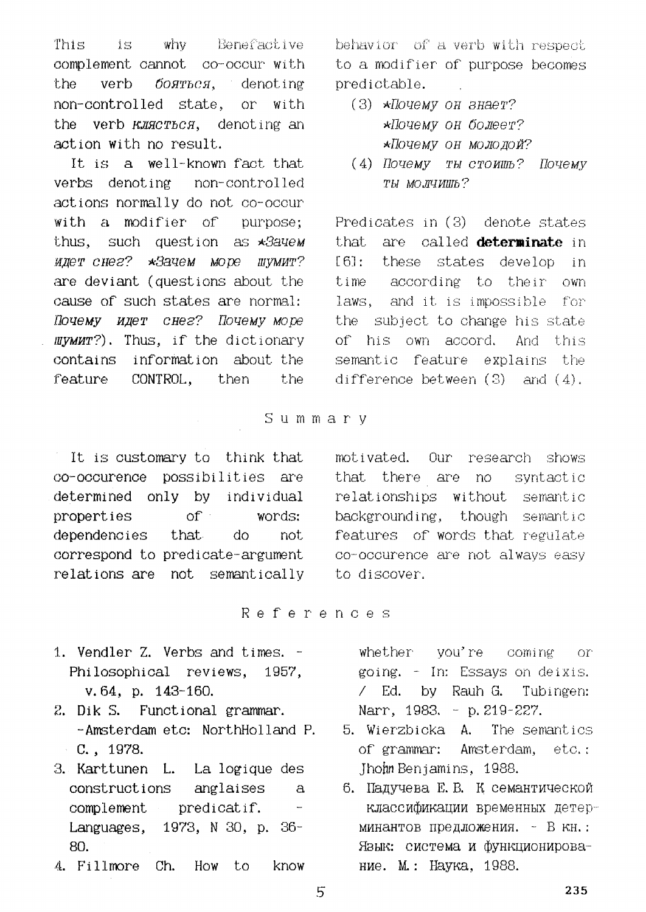This is why Benefactive complement cannot co-occur with the verb *бояться*, denoting non-controlled state, or with the verb *клясться*, denoting an action with no result.

It is a well-known fact that verbs denoting non-controlled actions normally do not co-occur with a modifier of purpose; thus, such question as **Зачем идет снег? *Зачем море шумит?* are deviant (questions about the cause of such states are normal: *Почему идет снег? Почему море шумит?*). Thus, if the dictionary contains information about the feature CONTROL, then the behavior of a verb with respect to a modifier of purpose becomes predictable.

(3) **Почему он знает?*
**Почему он болеет?*
**Почему он молодой?*

(4) *Почему ты стоишь? Почему ты молчишь?*

Predicates in (3) denote states that are called **determinate** in [6]: these states develop in time according to their own laws, and it is impossible for the subject to change his state of his own accord. And this semantic feature explains the difference between (3) and (4).

## Summary

It is customary to think that co-occurence possibilities are determined only by individual properties of words: dependencies that do not correspond to predicate-argument relations are not semantically motivated. Our research shows that there are no syntactic relationships without semantic backgrounding, though semantic features of words that regulate co-occurence are not always easy to discover.

## References

1. Vendler Z. Verbs and times. - Philosophical reviews, 1957, v.64, p. 143-160.
2. Dik S. Functional grammar. -Amsterdam etc: NorthHolland P. C., 1978.
3. Karttunen L. La logique des constructions anglaises a complement predicatif. - Languages, 1973, N 30, p. 36-80.
4. Fillmore Ch. How to know whether you're coming or going. - In: Essays on deixis. / Ed. by Rauh G. Tubingen: Narr, 1983. - p.219-227.
5. Wierzbicka A. The semantics of grammar: Amsterdam, etc.: Jhohn Benjamins, 1988.
6. Падучева Е.В. К семантической классификации временных детерминантов предложения. - В кн.: Язык: система и функционирование. М.: Наука, 1988.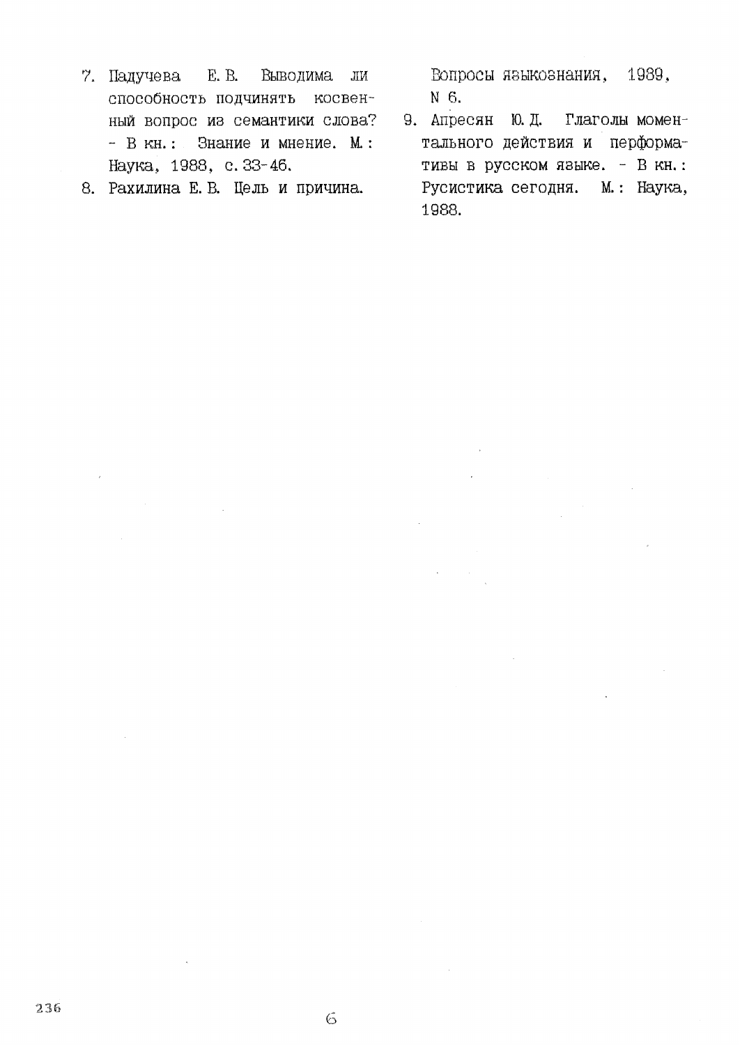7. Падучева Е.В. Выводима ли способность подчинять косвенный вопрос из семантики слова? - В кн.: Знание и мнение. М.: Наука, 1988, с.33-46.
8. Рахилина Е.В. Цель и причина. Вопросы языкознания, 1989, N 6.
9. Апресян Ю.Д. Глаголы моментального действия и перформативы в русском языке. - В кн.: Русистика сегодня. М.: Наука, 1988.